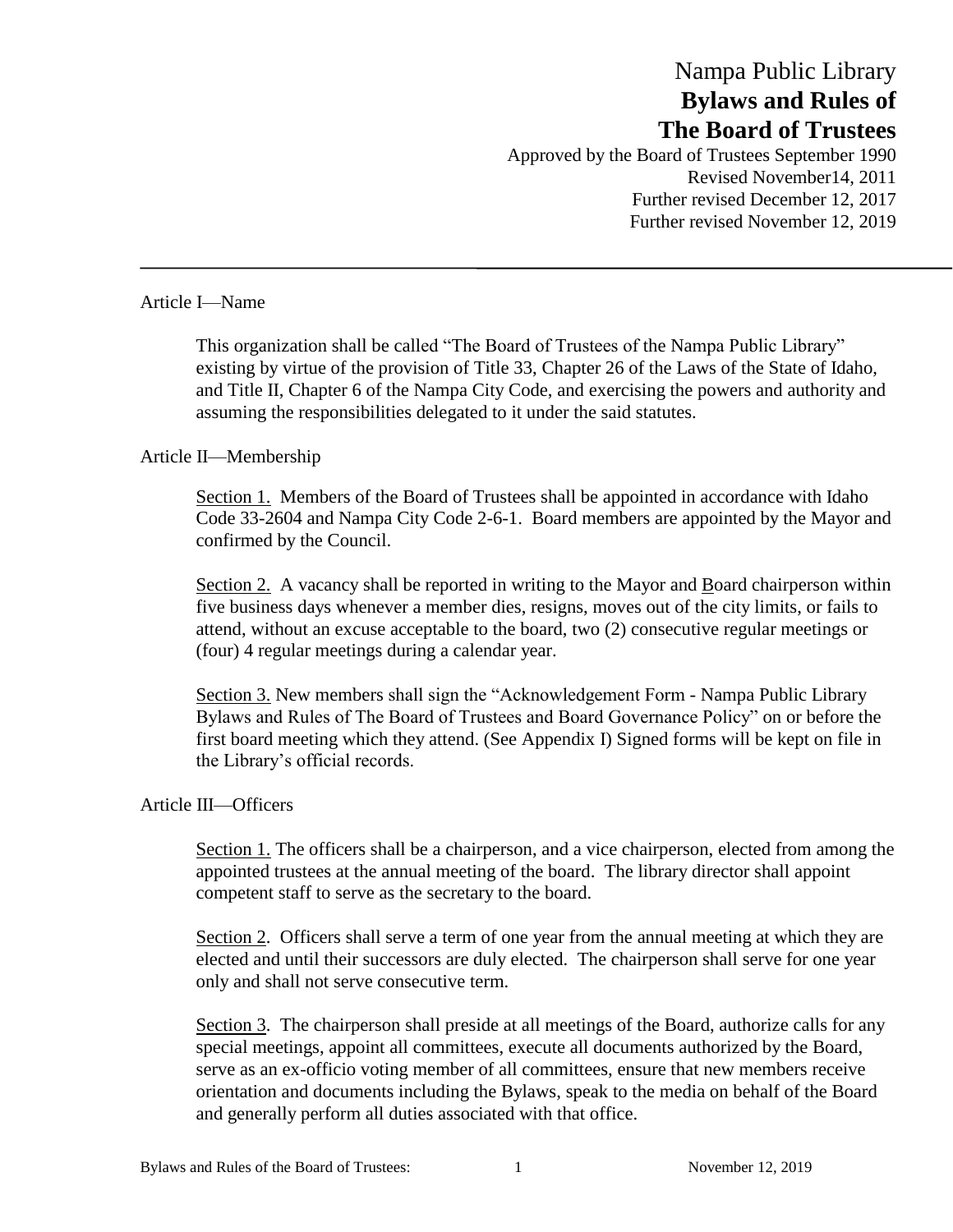# Nampa Public Library
# **Bylaws and Rules of The Board of Trustees**

Approved by the Board of Trustees September 1990
Revised November14, 2011
Further revised December 12, 2017
Further revised November 12, 2019

---

## Article I—Name

This organization shall be called "The Board of Trustees of the Nampa Public Library" existing by virtue of the provision of Title 33, Chapter 26 of the Laws of the State of Idaho, and Title II, Chapter 6 of the Nampa City Code, and exercising the powers and authority and assuming the responsibilities delegated to it under the said statutes.

## Article II—Membership

Section 1. Members of the Board of Trustees shall be appointed in accordance with Idaho Code 33-2604 and Nampa City Code 2-6-1. Board members are appointed by the Mayor and confirmed by the Council.

Section 2. A vacancy shall be reported in writing to the Mayor and Board chairperson within five business days whenever a member dies, resigns, moves out of the city limits, or fails to attend, without an excuse acceptable to the board, two (2) consecutive regular meetings or (four) 4 regular meetings during a calendar year.

Section 3. New members shall sign the "Acknowledgement Form - Nampa Public Library Bylaws and Rules of The Board of Trustees and Board Governance Policy" on or before the first board meeting which they attend. (See Appendix I) Signed forms will be kept on file in the Library's official records.

## Article III—Officers

Section 1. The officers shall be a chairperson, and a vice chairperson, elected from among the appointed trustees at the annual meeting of the board. The library director shall appoint competent staff to serve as the secretary to the board.

Section 2. Officers shall serve a term of one year from the annual meeting at which they are elected and until their successors are duly elected. The chairperson shall serve for one year only and shall not serve consecutive term.

Section 3. The chairperson shall preside at all meetings of the Board, authorize calls for any special meetings, appoint all committees, execute all documents authorized by the Board, serve as an ex-officio voting member of all committees, ensure that new members receive orientation and documents including the Bylaws, speak to the media on behalf of the Board and generally perform all duties associated with that office.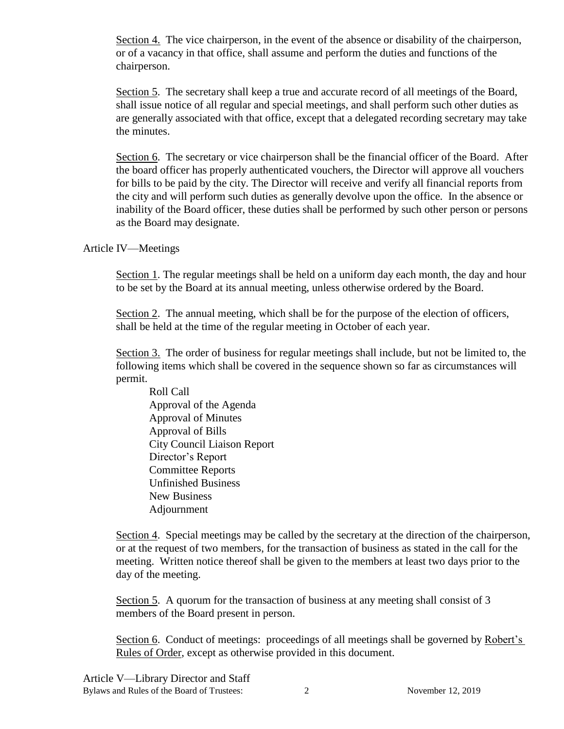Section 4. The vice chairperson, in the event of the absence or disability of the chairperson, or of a vacancy in that office, shall assume and perform the duties and functions of the chairperson.

Section 5. The secretary shall keep a true and accurate record of all meetings of the Board, shall issue notice of all regular and special meetings, and shall perform such other duties as are generally associated with that office, except that a delegated recording secretary may take the minutes.

Section 6. The secretary or vice chairperson shall be the financial officer of the Board. After the board officer has properly authenticated vouchers, the Director will approve all vouchers for bills to be paid by the city. The Director will receive and verify all financial reports from the city and will perform such duties as generally devolve upon the office. In the absence or inability of the Board officer, these duties shall be performed by such other person or persons as the Board may designate.

## Article IV—Meetings

Section 1. The regular meetings shall be held on a uniform day each month, the day and hour to be set by the Board at its annual meeting, unless otherwise ordered by the Board.

Section 2. The annual meeting, which shall be for the purpose of the election of officers, shall be held at the time of the regular meeting in October of each year.

Section 3. The order of business for regular meetings shall include, but not be limited to, the following items which shall be covered in the sequence shown so far as circumstances will permit.

- Roll Call
- Approval of the Agenda
- Approval of Minutes
- Approval of Bills
- City Council Liaison Report
- Director's Report
- Committee Reports
- Unfinished Business
- New Business
- Adjournment

Section 4. Special meetings may be called by the secretary at the direction of the chairperson, or at the request of two members, for the transaction of business as stated in the call for the meeting. Written notice thereof shall be given to the members at least two days prior to the day of the meeting.

Section 5. A quorum for the transaction of business at any meeting shall consist of 3 members of the Board present in person.

Section 6. Conduct of meetings: proceedings of all meetings shall be governed by Robert's Rules of Order, except as otherwise provided in this document.

## Article V—Library Director and Staff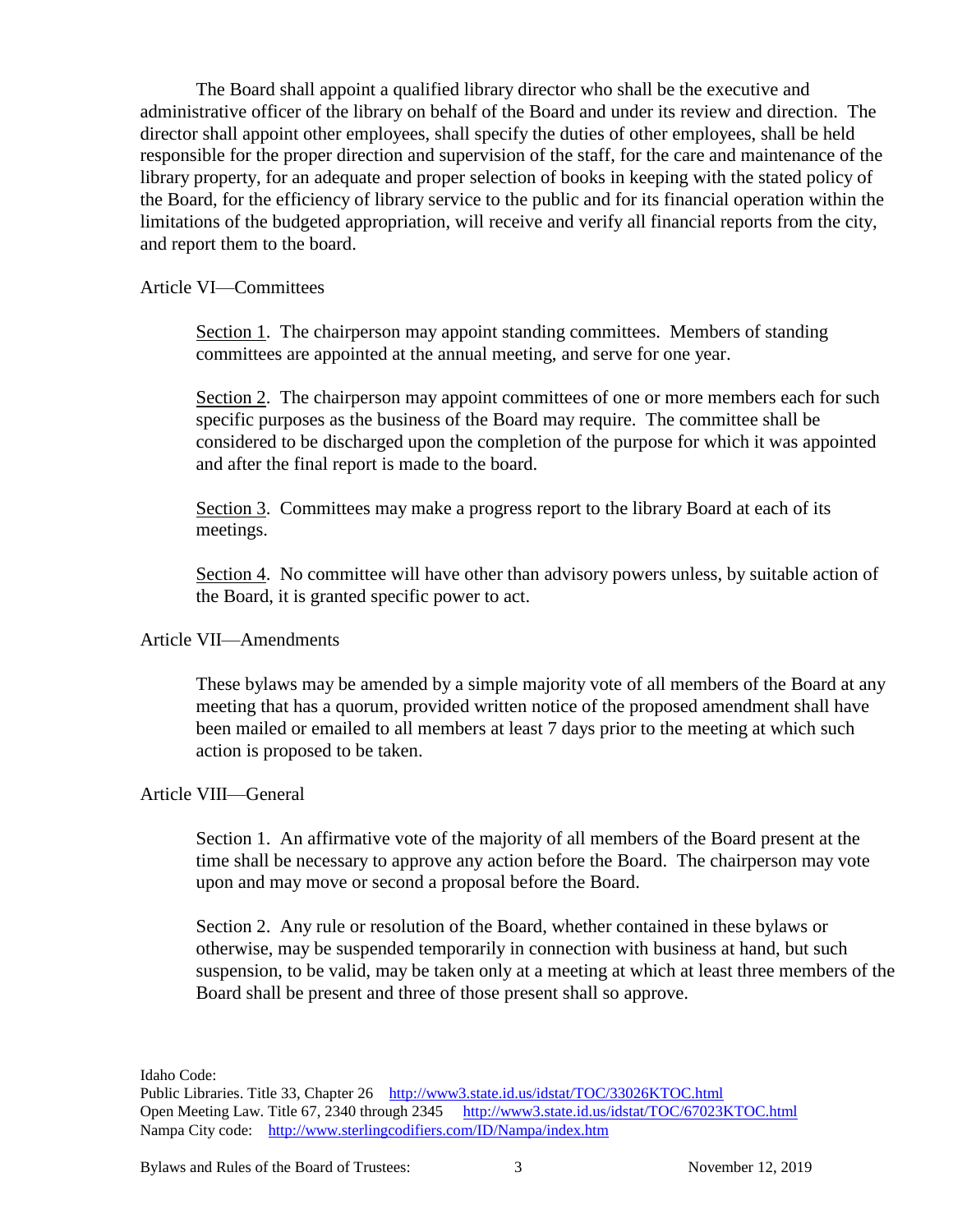The Board shall appoint a qualified library director who shall be the executive and administrative officer of the library on behalf of the Board and under its review and direction. The director shall appoint other employees, shall specify the duties of other employees, shall be held responsible for the proper direction and supervision of the staff, for the care and maintenance of the library property, for an adequate and proper selection of books in keeping with the stated policy of the Board, for the efficiency of library service to the public and for its financial operation within the limitations of the budgeted appropriation, will receive and verify all financial reports from the city, and report them to the board.

## Article VI—Committees

Section 1. The chairperson may appoint standing committees. Members of standing committees are appointed at the annual meeting, and serve for one year.

Section 2. The chairperson may appoint committees of one or more members each for such specific purposes as the business of the Board may require. The committee shall be considered to be discharged upon the completion of the purpose for which it was appointed and after the final report is made to the board.

Section 3. Committees may make a progress report to the library Board at each of its meetings.

Section 4. No committee will have other than advisory powers unless, by suitable action of the Board, it is granted specific power to act.

## Article VII—Amendments

These bylaws may be amended by a simple majority vote of all members of the Board at any meeting that has a quorum, provided written notice of the proposed amendment shall have been mailed or emailed to all members at least 7 days prior to the meeting at which such action is proposed to be taken.

## Article VIII—General

Section 1. An affirmative vote of the majority of all members of the Board present at the time shall be necessary to approve any action before the Board. The chairperson may vote upon and may move or second a proposal before the Board.

Section 2. Any rule or resolution of the Board, whether contained in these bylaws or otherwise, may be suspended temporarily in connection with business at hand, but such suspension, to be valid, may be taken only at a meeting at which at least three members of the Board shall be present and three of those present shall so approve.

Idaho Code:
Public Libraries. Title 33, Chapter 26 http://www3.state.id.us/idstat/TOC/33026KTOC.html
Open Meeting Law. Title 67, 2340 through 2345 http://www3.state.id.us/idstat/TOC/67023KTOC.html
Nampa City code: http://www.sterlingcodifiers.com/ID/Nampa/index.htm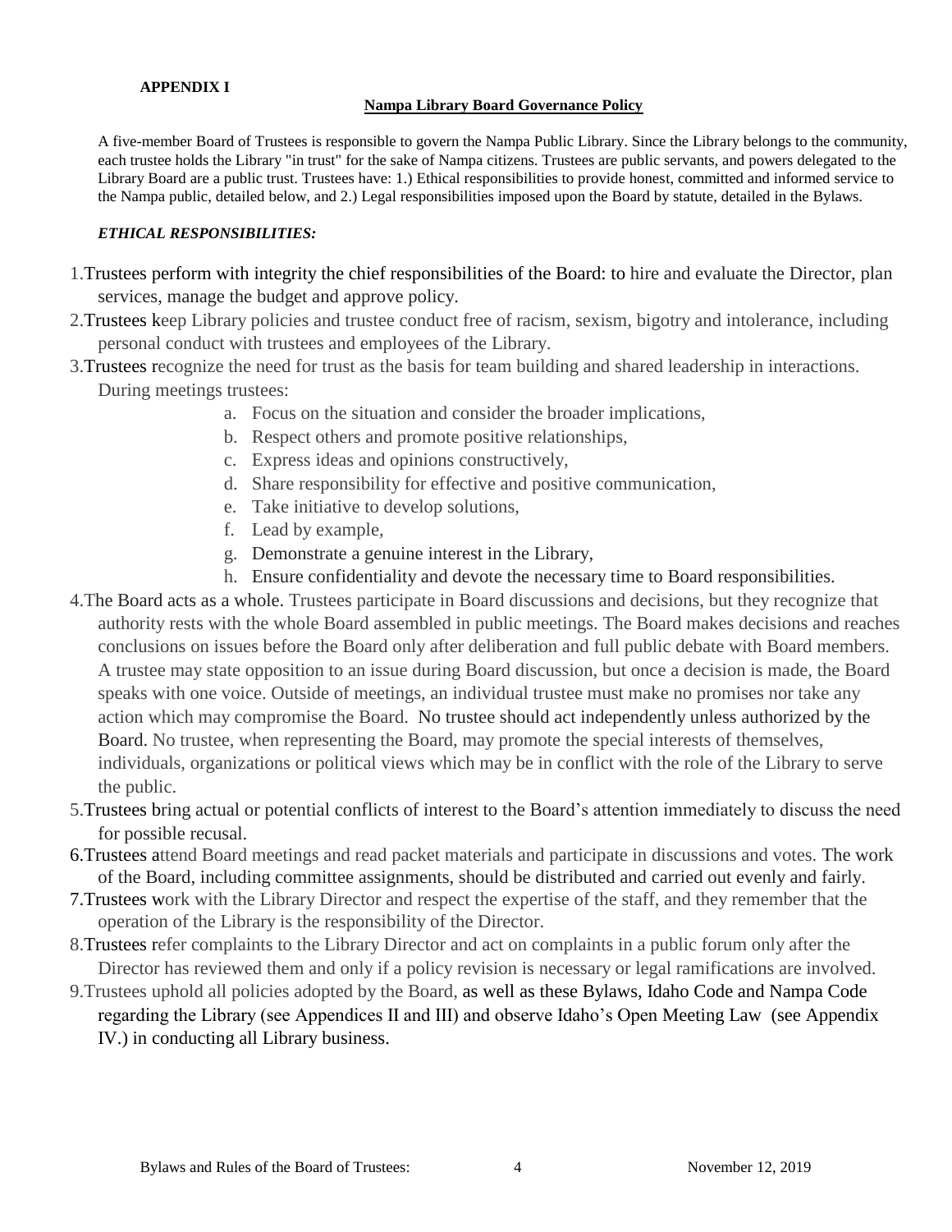**APPENDIX I**

**Nampa Library Board Governance Policy**

A five-member Board of Trustees is responsible to govern the Nampa Public Library. Since the Library belongs to the community, each trustee holds the Library "in trust" for the sake of Nampa citizens. Trustees are public servants, and powers delegated to the Library Board are a public trust. Trustees have: 1.) Ethical responsibilities to provide honest, committed and informed service to the Nampa public, detailed below, and 2.) Legal responsibilities imposed upon the Board by statute, detailed in the Bylaws.

***ETHICAL RESPONSIBILITIES:***

1. Trustees perform with integrity the chief responsibilities of the Board: to hire and evaluate the Director, plan services, manage the budget and approve policy.
2. Trustees keep Library policies and trustee conduct free of racism, sexism, bigotry and intolerance, including personal conduct with trustees and employees of the Library.
3. Trustees recognize the need for trust as the basis for team building and shared leadership in interactions. During meetings trustees:
    a. Focus on the situation and consider the broader implications,
    b. Respect others and promote positive relationships,
    c. Express ideas and opinions constructively,
    d. Share responsibility for effective and positive communication,
    e. Take initiative to develop solutions,
    f. Lead by example,
    g. Demonstrate a genuine interest in the Library,
    h. Ensure confidentiality and devote the necessary time to Board responsibilities.
4. The Board acts as a whole. Trustees participate in Board discussions and decisions, but they recognize that authority rests with the whole Board assembled in public meetings. The Board makes decisions and reaches conclusions on issues before the Board only after deliberation and full public debate with Board members. A trustee may state opposition to an issue during Board discussion, but once a decision is made, the Board speaks with one voice. Outside of meetings, an individual trustee must make no promises nor take any action which may compromise the Board. No trustee should act independently unless authorized by the Board. No trustee, when representing the Board, may promote the special interests of themselves, individuals, organizations or political views which may be in conflict with the role of the Library to serve the public.
5. Trustees bring actual or potential conflicts of interest to the Board's attention immediately to discuss the need for possible recusal.
6. Trustees attend Board meetings and read packet materials and participate in discussions and votes. The work of the Board, including committee assignments, should be distributed and carried out evenly and fairly.
7. Trustees work with the Library Director and respect the expertise of the staff, and they remember that the operation of the Library is the responsibility of the Director.
8. Trustees refer complaints to the Library Director and act on complaints in a public forum only after the Director has reviewed them and only if a policy revision is necessary or legal ramifications are involved.
9. Trustees uphold all policies adopted by the Board, as well as these Bylaws, Idaho Code and Nampa Code regarding the Library (see Appendices II and III) and observe Idaho's Open Meeting Law (see Appendix IV.) in conducting all Library business.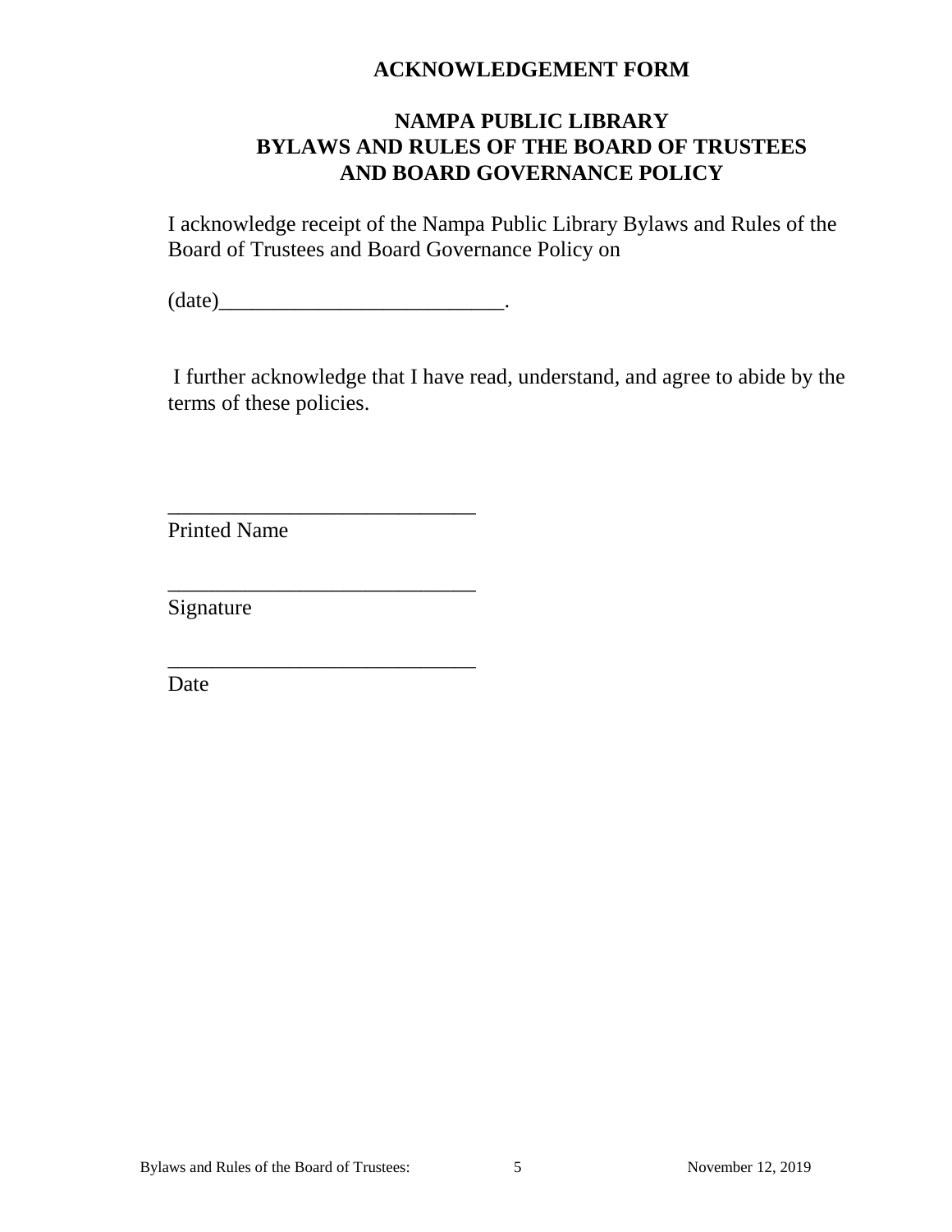## ACKNOWLEDGEMENT FORM

## NAMPA PUBLIC LIBRARY
## BYLAWS AND RULES OF THE BOARD OF TRUSTEES
## AND BOARD GOVERNANCE POLICY

I acknowledge receipt of the Nampa Public Library Bylaws and Rules of the Board of Trustees and Board Governance Policy on

(date)__________________________.

I further acknowledge that I have read, understand, and agree to abide by the terms of these policies.

____________________________
Printed Name

____________________________
Signature

____________________________
Date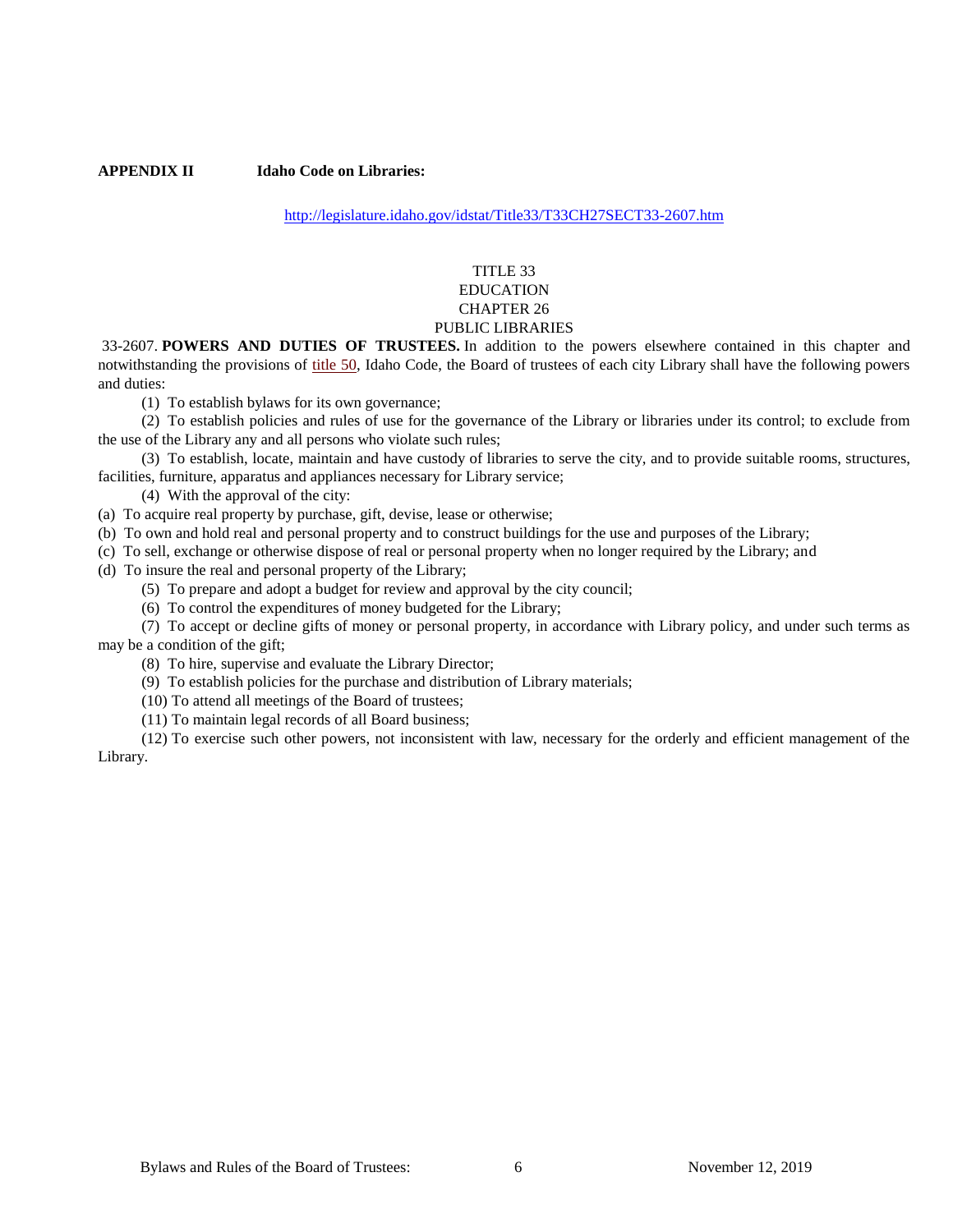**APPENDIX II Idaho Code on Libraries:**

http://legislature.idaho.gov/idstat/Title33/T33CH27SECT33-2607.htm

TITLE 33
EDUCATION
CHAPTER 26
PUBLIC LIBRARIES

33-2607. **POWERS AND DUTIES OF TRUSTEES.** In addition to the powers elsewhere contained in this chapter and notwithstanding the provisions of title 50, Idaho Code, the Board of trustees of each city Library shall have the following powers and duties:

(1) To establish bylaws for its own governance;

(2) To establish policies and rules of use for the governance of the Library or libraries under its control; to exclude from the use of the Library any and all persons who violate such rules;

(3) To establish, locate, maintain and have custody of libraries to serve the city, and to provide suitable rooms, structures, facilities, furniture, apparatus and appliances necessary for Library service;

(4) With the approval of the city:

(a) To acquire real property by purchase, gift, devise, lease or otherwise;

(b) To own and hold real and personal property and to construct buildings for the use and purposes of the Library;

(c) To sell, exchange or otherwise dispose of real or personal property when no longer required by the Library; and

(d) To insure the real and personal property of the Library;

(5) To prepare and adopt a budget for review and approval by the city council;

(6) To control the expenditures of money budgeted for the Library;

(7) To accept or decline gifts of money or personal property, in accordance with Library policy, and under such terms as may be a condition of the gift;

(8) To hire, supervise and evaluate the Library Director;

(9) To establish policies for the purchase and distribution of Library materials;

(10) To attend all meetings of the Board of trustees;

(11) To maintain legal records of all Board business;

(12) To exercise such other powers, not inconsistent with law, necessary for the orderly and efficient management of the Library.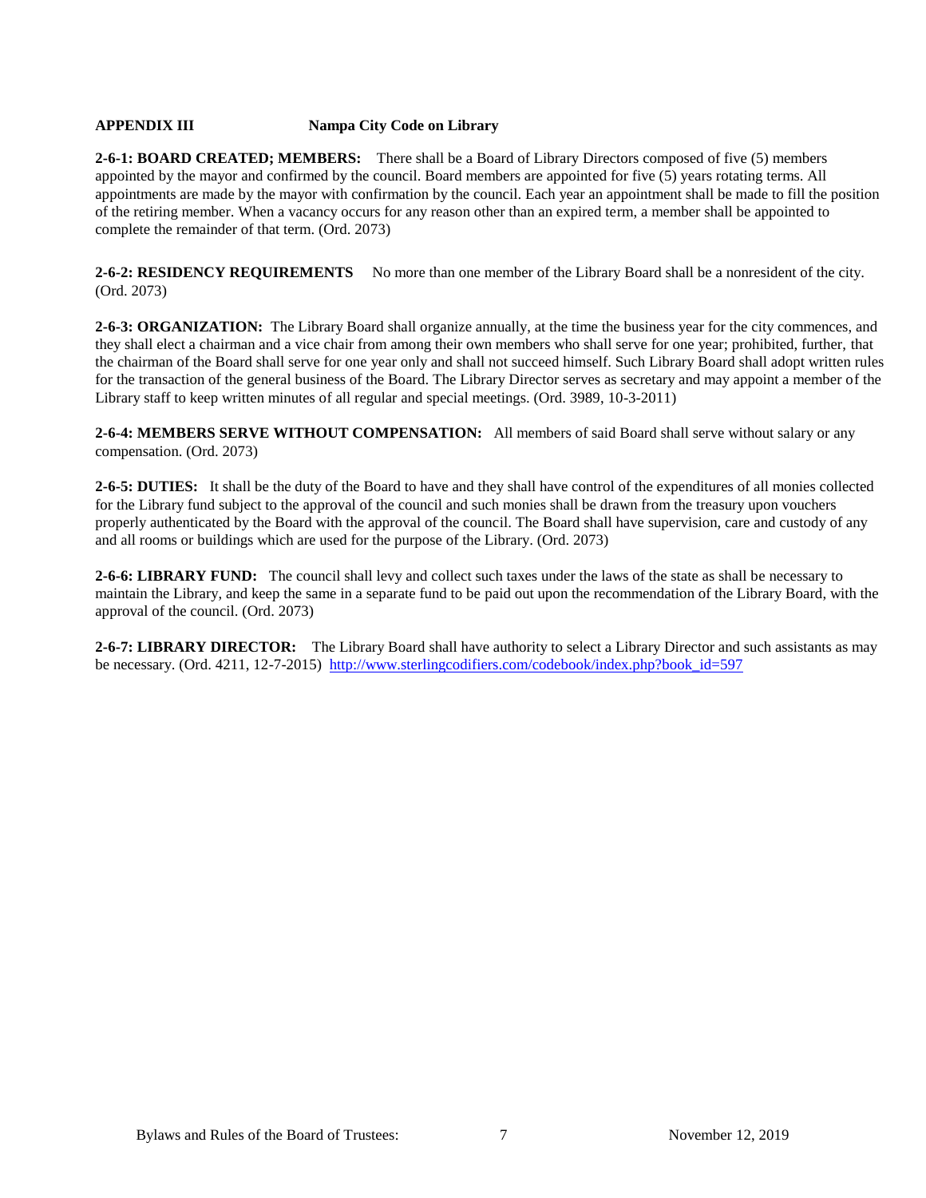**APPENDIX III Nampa City Code on Library**

**2-6-1: BOARD CREATED; MEMBERS:** There shall be a Board of Library Directors composed of five (5) members appointed by the mayor and confirmed by the council. Board members are appointed for five (5) years rotating terms. All appointments are made by the mayor with confirmation by the council. Each year an appointment shall be made to fill the position of the retiring member. When a vacancy occurs for any reason other than an expired term, a member shall be appointed to complete the remainder of that term. (Ord. 2073)

**2-6-2: RESIDENCY REQUIREMENTS** No more than one member of the Library Board shall be a nonresident of the city. (Ord. 2073)

**2-6-3: ORGANIZATION:** The Library Board shall organize annually, at the time the business year for the city commences, and they shall elect a chairman and a vice chair from among their own members who shall serve for one year; prohibited, further, that the chairman of the Board shall serve for one year only and shall not succeed himself. Such Library Board shall adopt written rules for the transaction of the general business of the Board. The Library Director serves as secretary and may appoint a member of the Library staff to keep written minutes of all regular and special meetings. (Ord. 3989, 10-3-2011)

**2-6-4: MEMBERS SERVE WITHOUT COMPENSATION:** All members of said Board shall serve without salary or any compensation. (Ord. 2073)

**2-6-5: DUTIES:** It shall be the duty of the Board to have and they shall have control of the expenditures of all monies collected for the Library fund subject to the approval of the council and such monies shall be drawn from the treasury upon vouchers properly authenticated by the Board with the approval of the council. The Board shall have supervision, care and custody of any and all rooms or buildings which are used for the purpose of the Library. (Ord. 2073)

**2-6-6: LIBRARY FUND:** The council shall levy and collect such taxes under the laws of the state as shall be necessary to maintain the Library, and keep the same in a separate fund to be paid out upon the recommendation of the Library Board, with the approval of the council. (Ord. 2073)

**2-6-7: LIBRARY DIRECTOR:** The Library Board shall have authority to select a Library Director and such assistants as may be necessary. (Ord. 4211, 12-7-2015) http://www.sterlingcodifiers.com/codebook/index.php?book_id=597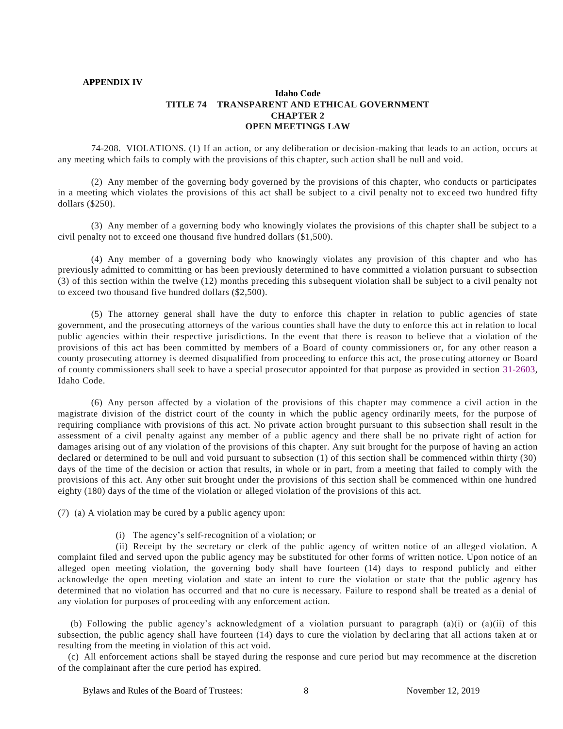**APPENDIX IV**

# Idaho Code
## TITLE 74 TRANSPARENT AND ETHICAL GOVERNMENT
## CHAPTER 2
## OPEN MEETINGS LAW

74-208. VIOLATIONS. (1) If an action, or any deliberation or decision-making that leads to an action, occurs at any meeting which fails to comply with the provisions of this chapter, such action shall be null and void.

(2) Any member of the governing body governed by the provisions of this chapter, who conducts or participates in a meeting which violates the provisions of this act shall be subject to a civil penalty not to exceed two hundred fifty dollars ($250).

(3) Any member of a governing body who knowingly violates the provisions of this chapter shall be subject to a civil penalty not to exceed one thousand five hundred dollars ($1,500).

(4) Any member of a governing body who knowingly violates any provision of this chapter and who has previously admitted to committing or has been previously determined to have committed a violation pursuant to subsection (3) of this section within the twelve (12) months preceding this subsequent violation shall be subject to a civil penalty not to exceed two thousand five hundred dollars ($2,500).

(5) The attorney general shall have the duty to enforce this chapter in relation to public agencies of state government, and the prosecuting attorneys of the various counties shall have the duty to enforce this act in relation to local public agencies within their respective jurisdictions. In the event that there is reason to believe that a violation of the provisions of this act has been committed by members of a Board of county commissioners or, for any other reason a county prosecuting attorney is deemed disqualified from proceeding to enforce this act, the prosecuting attorney or Board of county commissioners shall seek to have a special prosecutor appointed for that purpose as provided in section 31-2603, Idaho Code.

(6) Any person affected by a violation of the provisions of this chapter may commence a civil action in the magistrate division of the district court of the county in which the public agency ordinarily meets, for the purpose of requiring compliance with provisions of this act. No private action brought pursuant to this subsection shall result in the assessment of a civil penalty against any member of a public agency and there shall be no private right of action for damages arising out of any violation of the provisions of this chapter. Any suit brought for the purpose of having an action declared or determined to be null and void pursuant to subsection (1) of this section shall be commenced within thirty (30) days of the time of the decision or action that results, in whole or in part, from a meeting that failed to comply with the provisions of this act. Any other suit brought under the provisions of this section shall be commenced within one hundred eighty (180) days of the time of the violation or alleged violation of the provisions of this act.

(7) (a) A violation may be cured by a public agency upon:

(i) The agency's self-recognition of a violation; or

(ii) Receipt by the secretary or clerk of the public agency of written notice of an alleged violation. A complaint filed and served upon the public agency may be substituted for other forms of written notice. Upon notice of an alleged open meeting violation, the governing body shall have fourteen (14) days to respond publicly and either acknowledge the open meeting violation and state an intent to cure the violation or state that the public agency has determined that no violation has occurred and that no cure is necessary. Failure to respond shall be treated as a denial of any violation for purposes of proceeding with any enforcement action.

(b) Following the public agency's acknowledgment of a violation pursuant to paragraph (a)(i) or (a)(ii) of this subsection, the public agency shall have fourteen (14) days to cure the violation by declaring that all actions taken at or resulting from the meeting in violation of this act void.

(c) All enforcement actions shall be stayed during the response and cure period but may recommence at the discretion of the complainant after the cure period has expired.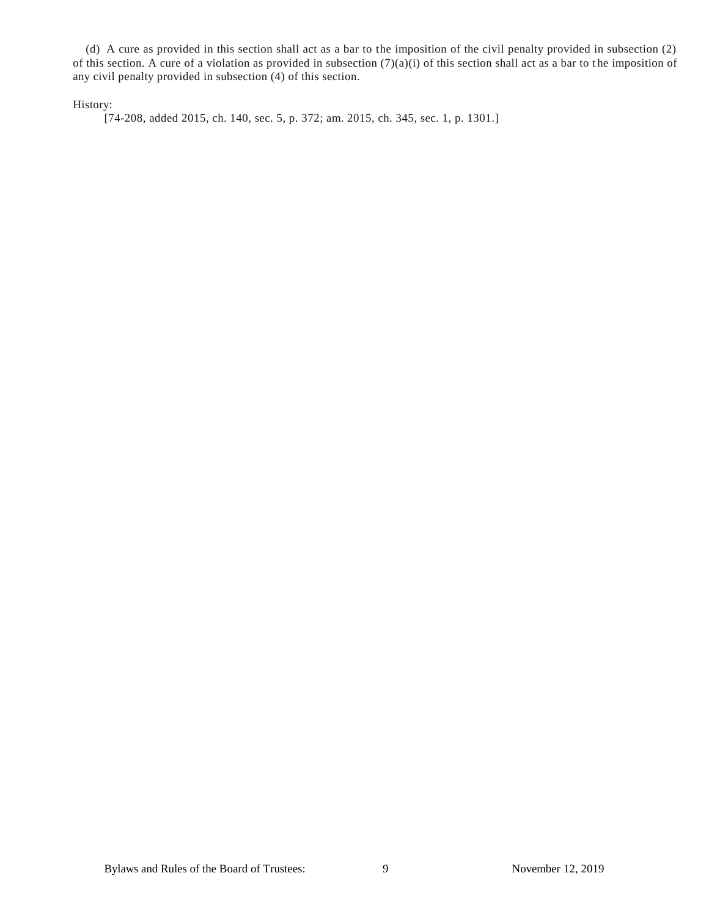(d) A cure as provided in this section shall act as a bar to the imposition of the civil penalty provided in subsection (2) of this section. A cure of a violation as provided in subsection (7)(a)(i) of this section shall act as a bar to the imposition of any civil penalty provided in subsection (4) of this section.

History:

[74-208, added 2015, ch. 140, sec. 5, p. 372; am. 2015, ch. 345, sec. 1, p. 1301.]